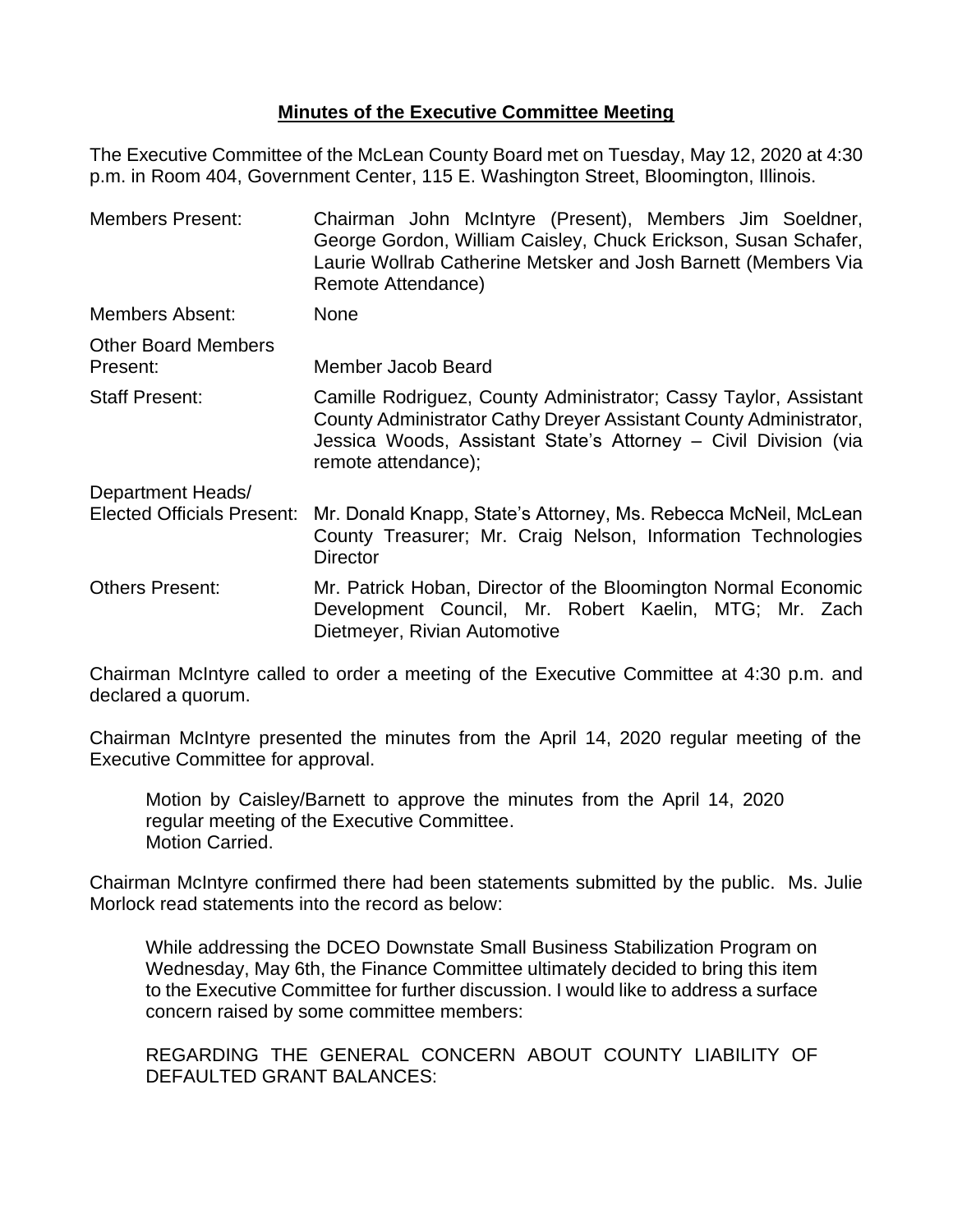# Minutes of the Executive Committee Meeting

The Executive Committee of the McLean County Board met on Tuesday, May 12, 2020 at 4:30 p.m. in Room 404, Government Center, 115 E. Washington Street, Bloomington, Illinois.

| | |
|---|---|
| Members Present: | Chairman John McIntyre (Present), Members Jim Soeldner, George Gordon, William Caisley, Chuck Erickson, Susan Schafer, Laurie Wollrab Catherine Metsker and Josh Barnett (Members Via Remote Attendance) |
| Members Absent: | None |
| Other Board Members Present: | Member Jacob Beard |
| Staff Present: | Camille Rodriguez, County Administrator; Cassy Taylor, Assistant County Administrator Cathy Dreyer Assistant County Administrator, Jessica Woods, Assistant State's Attorney – Civil Division (via remote attendance); |
| Department Heads/ Elected Officials Present: | Mr. Donald Knapp, State's Attorney, Ms. Rebecca McNeil, McLean County Treasurer; Mr. Craig Nelson, Information Technologies Director |
| Others Present: | Mr. Patrick Hoban, Director of the Bloomington Normal Economic Development Council, Mr. Robert Kaelin, MTG; Mr. Zach Dietmeyer, Rivian Automotive |

Chairman McIntyre called to order a meeting of the Executive Committee at 4:30 p.m. and declared a quorum.

Chairman McIntyre presented the minutes from the April 14, 2020 regular meeting of the Executive Committee for approval.

> Motion by Caisley/Barnett to approve the minutes from the April 14, 2020 regular meeting of the Executive Committee.
> Motion Carried.

Chairman McIntyre confirmed there had been statements submitted by the public. Ms. Julie Morlock read statements into the record as below:

> While addressing the DCEO Downstate Small Business Stabilization Program on Wednesday, May 6th, the Finance Committee ultimately decided to bring this item to the Executive Committee for further discussion. I would like to address a surface concern raised by some committee members:
>
> REGARDING THE GENERAL CONCERN ABOUT COUNTY LIABILITY OF DEFAULTED GRANT BALANCES: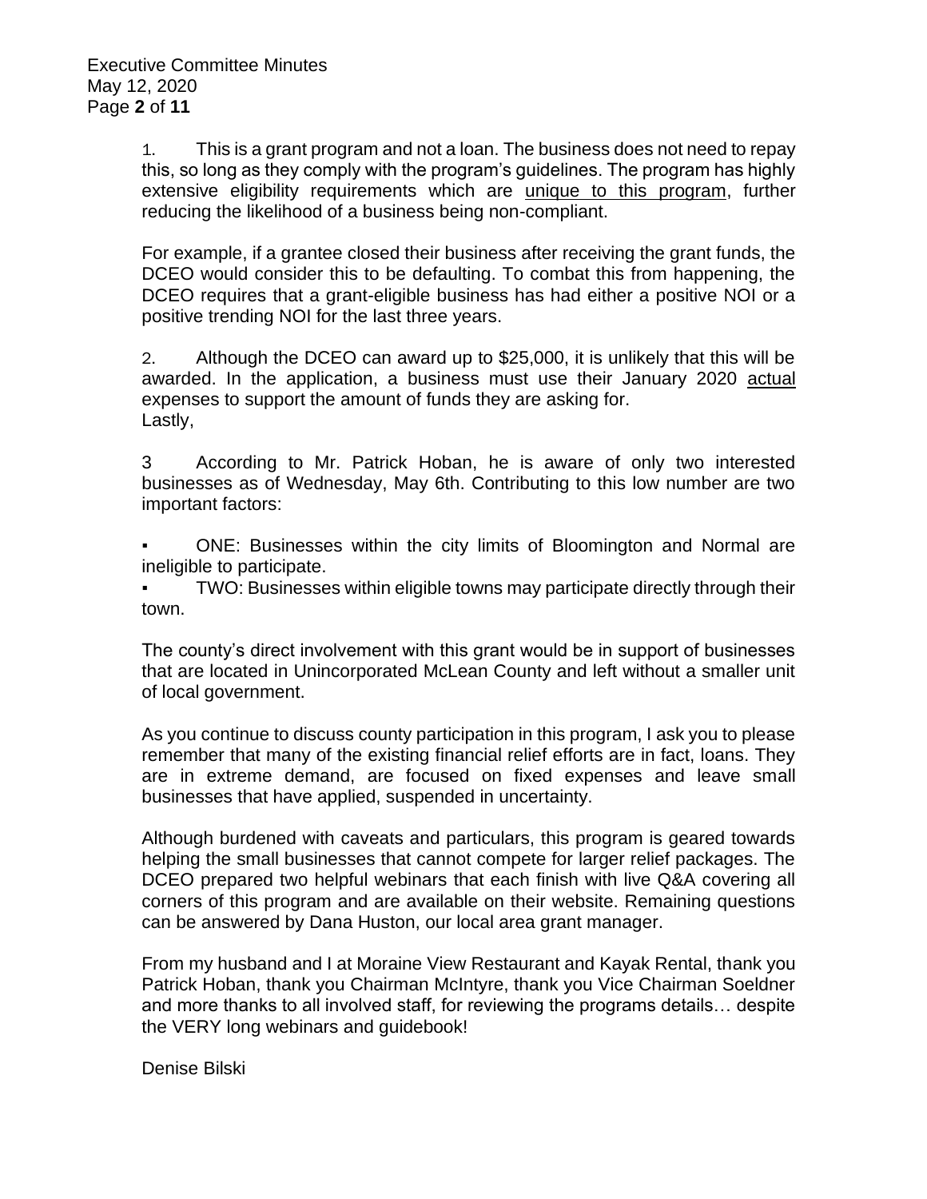1. This is a grant program and not a loan. The business does not need to repay this, so long as they comply with the program's guidelines. The program has highly extensive eligibility requirements which are <u>unique to this program</u>, further reducing the likelihood of a business being non-compliant.

For example, if a grantee closed their business after receiving the grant funds, the DCEO would consider this to be defaulting. To combat this from happening, the DCEO requires that a grant-eligible business has had either a positive NOI or a positive trending NOI for the last three years.

2. Although the DCEO can award up to $25,000, it is unlikely that this will be awarded. In the application, a business must use their January 2020 <u>actual</u> expenses to support the amount of funds they are asking for.
Lastly,

3 According to Mr. Patrick Hoban, he is aware of only two interested businesses as of Wednesday, May 6th. Contributing to this low number are two important factors:

- ONE: Businesses within the city limits of Bloomington and Normal are ineligible to participate.
- TWO: Businesses within eligible towns may participate directly through their town.

The county's direct involvement with this grant would be in support of businesses that are located in Unincorporated McLean County and left without a smaller unit of local government.

As you continue to discuss county participation in this program, I ask you to please remember that many of the existing financial relief efforts are in fact, loans. They are in extreme demand, are focused on fixed expenses and leave small businesses that have applied, suspended in uncertainty.

Although burdened with caveats and particulars, this program is geared towards helping the small businesses that cannot compete for larger relief packages. The DCEO prepared two helpful webinars that each finish with live Q&A covering all corners of this program and are available on their website. Remaining questions can be answered by Dana Huston, our local area grant manager.

From my husband and I at Moraine View Restaurant and Kayak Rental, thank you Patrick Hoban, thank you Chairman McIntyre, thank you Vice Chairman Soeldner and more thanks to all involved staff, for reviewing the programs details… despite the VERY long webinars and guidebook!

Denise Bilski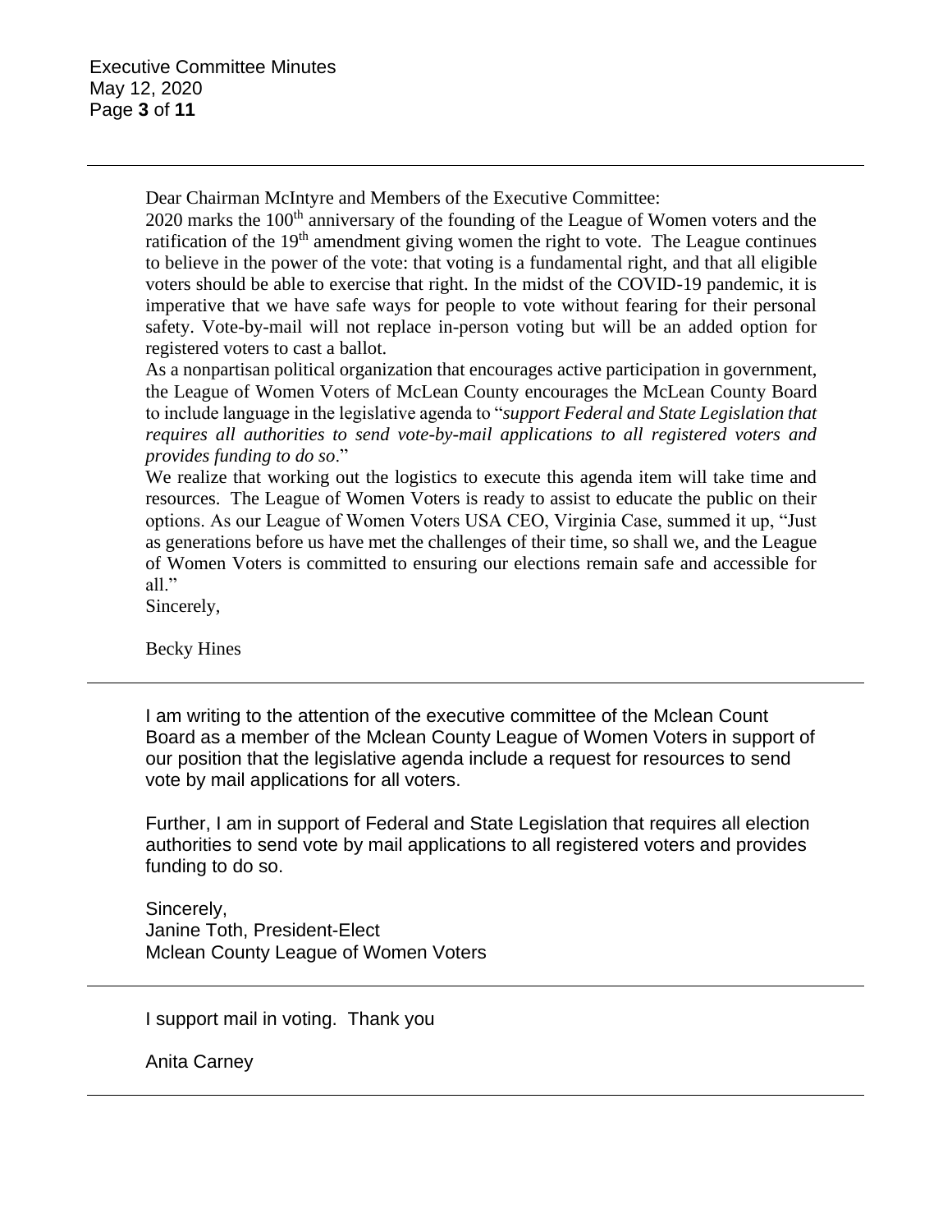Dear Chairman McIntyre and Members of the Executive Committee:

2020 marks the 100th anniversary of the founding of the League of Women voters and the ratification of the 19th amendment giving women the right to vote. The League continues to believe in the power of the vote: that voting is a fundamental right, and that all eligible voters should be able to exercise that right. In the midst of the COVID-19 pandemic, it is imperative that we have safe ways for people to vote without fearing for their personal safety. Vote-by-mail will not replace in-person voting but will be an added option for registered voters to cast a ballot.

As a nonpartisan political organization that encourages active participation in government, the League of Women Voters of McLean County encourages the McLean County Board to include language in the legislative agenda to "*support Federal and State Legislation that requires all authorities to send vote-by-mail applications to all registered voters and provides funding to do so*."

We realize that working out the logistics to execute this agenda item will take time and resources. The League of Women Voters is ready to assist to educate the public on their options. As our League of Women Voters USA CEO, Virginia Case, summed it up, "Just as generations before us have met the challenges of their time, so shall we, and the League of Women Voters is committed to ensuring our elections remain safe and accessible for all."

Sincerely,

Becky Hines

---

I am writing to the attention of the executive committee of the Mclean Count Board as a member of the Mclean County League of Women Voters in support of our position that the legislative agenda include a request for resources to send vote by mail applications for all voters.

Further, I am in support of Federal and State Legislation that requires all election authorities to send vote by mail applications to all registered voters and provides funding to do so.

Sincerely,
Janine Toth, President-Elect
Mclean County League of Women Voters

---

I support mail in voting. Thank you

Anita Carney

---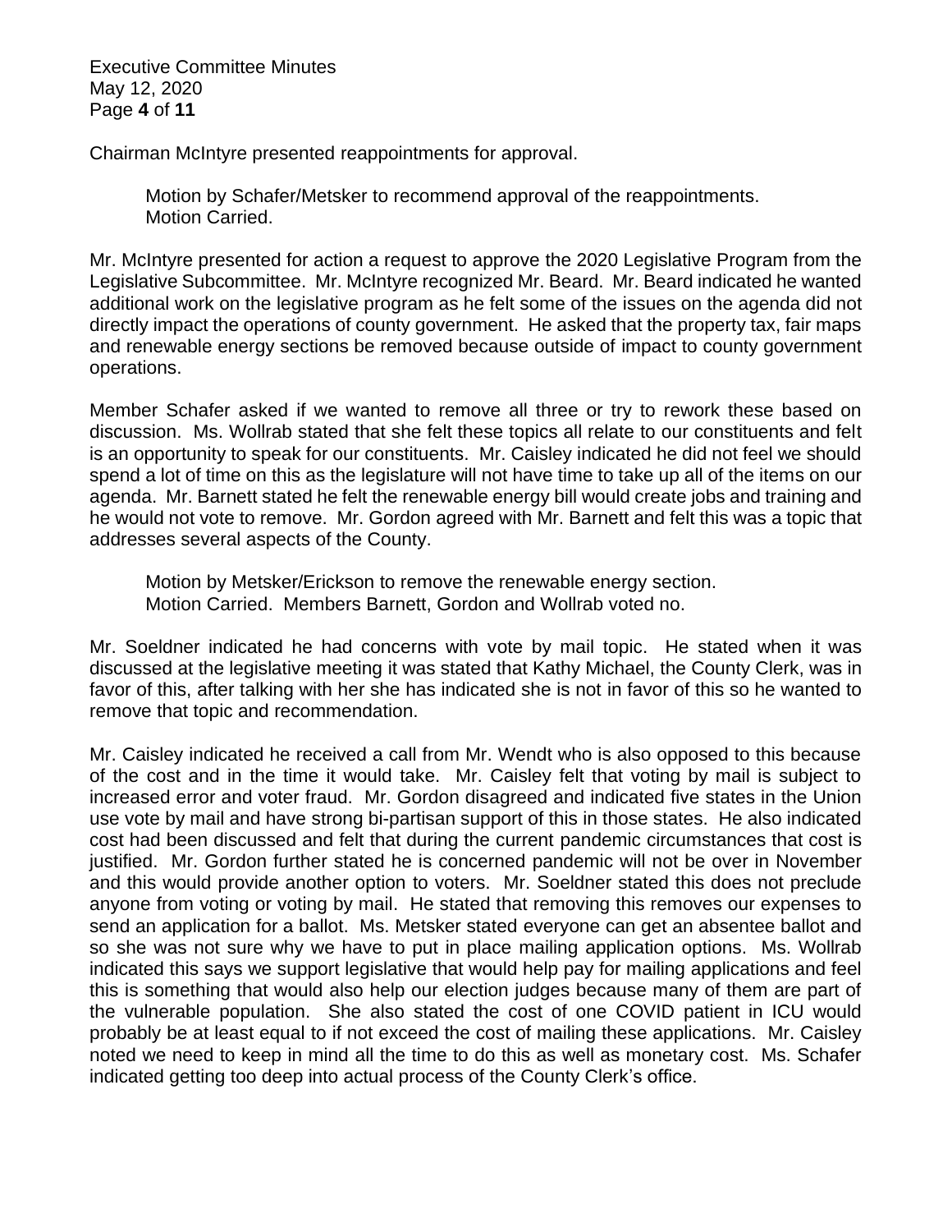Chairman McIntyre presented reappointments for approval.

> Motion by Schafer/Metsker to recommend approval of the reappointments.
> Motion Carried.

Mr. McIntyre presented for action a request to approve the 2020 Legislative Program from the Legislative Subcommittee. Mr. McIntyre recognized Mr. Beard. Mr. Beard indicated he wanted additional work on the legislative program as he felt some of the issues on the agenda did not directly impact the operations of county government. He asked that the property tax, fair maps and renewable energy sections be removed because outside of impact to county government operations.

Member Schafer asked if we wanted to remove all three or try to rework these based on discussion. Ms. Wollrab stated that she felt these topics all relate to our constituents and felt is an opportunity to speak for our constituents. Mr. Caisley indicated he did not feel we should spend a lot of time on this as the legislature will not have time to take up all of the items on our agenda. Mr. Barnett stated he felt the renewable energy bill would create jobs and training and he would not vote to remove. Mr. Gordon agreed with Mr. Barnett and felt this was a topic that addresses several aspects of the County.

> Motion by Metsker/Erickson to remove the renewable energy section.
> Motion Carried. Members Barnett, Gordon and Wollrab voted no.

Mr. Soeldner indicated he had concerns with vote by mail topic. He stated when it was discussed at the legislative meeting it was stated that Kathy Michael, the County Clerk, was in favor of this, after talking with her she has indicated she is not in favor of this so he wanted to remove that topic and recommendation.

Mr. Caisley indicated he received a call from Mr. Wendt who is also opposed to this because of the cost and in the time it would take. Mr. Caisley felt that voting by mail is subject to increased error and voter fraud. Mr. Gordon disagreed and indicated five states in the Union use vote by mail and have strong bi-partisan support of this in those states. He also indicated cost had been discussed and felt that during the current pandemic circumstances that cost is justified. Mr. Gordon further stated he is concerned pandemic will not be over in November and this would provide another option to voters. Mr. Soeldner stated this does not preclude anyone from voting or voting by mail. He stated that removing this removes our expenses to send an application for a ballot. Ms. Metsker stated everyone can get an absentee ballot and so she was not sure why we have to put in place mailing application options. Ms. Wollrab indicated this says we support legislative that would help pay for mailing applications and feel this is something that would also help our election judges because many of them are part of the vulnerable population. She also stated the cost of one COVID patient in ICU would probably be at least equal to if not exceed the cost of mailing these applications. Mr. Caisley noted we need to keep in mind all the time to do this as well as monetary cost. Ms. Schafer indicated getting too deep into actual process of the County Clerk's office.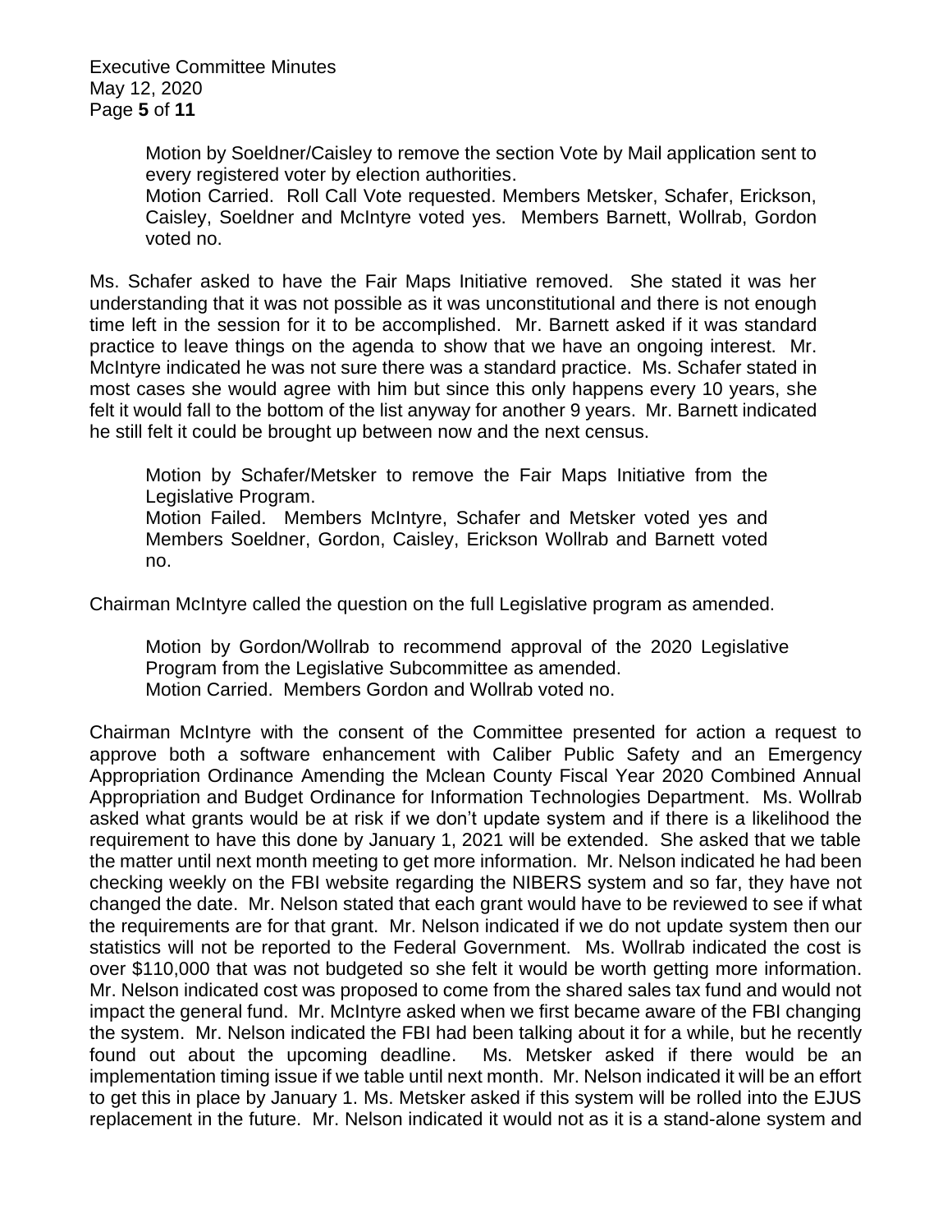Motion by Soeldner/Caisley to remove the section Vote by Mail application sent to every registered voter by election authorities.
Motion Carried. Roll Call Vote requested. Members Metsker, Schafer, Erickson, Caisley, Soeldner and McIntyre voted yes. Members Barnett, Wollrab, Gordon voted no.

Ms. Schafer asked to have the Fair Maps Initiative removed. She stated it was her understanding that it was not possible as it was unconstitutional and there is not enough time left in the session for it to be accomplished. Mr. Barnett asked if it was standard practice to leave things on the agenda to show that we have an ongoing interest. Mr. McIntyre indicated he was not sure there was a standard practice. Ms. Schafer stated in most cases she would agree with him but since this only happens every 10 years, she felt it would fall to the bottom of the list anyway for another 9 years. Mr. Barnett indicated he still felt it could be brought up between now and the next census.

Motion by Schafer/Metsker to remove the Fair Maps Initiative from the Legislative Program.
Motion Failed. Members McIntyre, Schafer and Metsker voted yes and Members Soeldner, Gordon, Caisley, Erickson Wollrab and Barnett voted no.

Chairman McIntyre called the question on the full Legislative program as amended.

Motion by Gordon/Wollrab to recommend approval of the 2020 Legislative Program from the Legislative Subcommittee as amended.
Motion Carried. Members Gordon and Wollrab voted no.

Chairman McIntyre with the consent of the Committee presented for action a request to approve both a software enhancement with Caliber Public Safety and an Emergency Appropriation Ordinance Amending the Mclean County Fiscal Year 2020 Combined Annual Appropriation and Budget Ordinance for Information Technologies Department. Ms. Wollrab asked what grants would be at risk if we don't update system and if there is a likelihood the requirement to have this done by January 1, 2021 will be extended. She asked that we table the matter until next month meeting to get more information. Mr. Nelson indicated he had been checking weekly on the FBI website regarding the NIBERS system and so far, they have not changed the date. Mr. Nelson stated that each grant would have to be reviewed to see if what the requirements are for that grant. Mr. Nelson indicated if we do not update system then our statistics will not be reported to the Federal Government. Ms. Wollrab indicated the cost is over $110,000 that was not budgeted so she felt it would be worth getting more information. Mr. Nelson indicated cost was proposed to come from the shared sales tax fund and would not impact the general fund. Mr. McIntyre asked when we first became aware of the FBI changing the system. Mr. Nelson indicated the FBI had been talking about it for a while, but he recently found out about the upcoming deadline. Ms. Metsker asked if there would be an implementation timing issue if we table until next month. Mr. Nelson indicated it will be an effort to get this in place by January 1. Ms. Metsker asked if this system will be rolled into the EJUS replacement in the future. Mr. Nelson indicated it would not as it is a stand-alone system and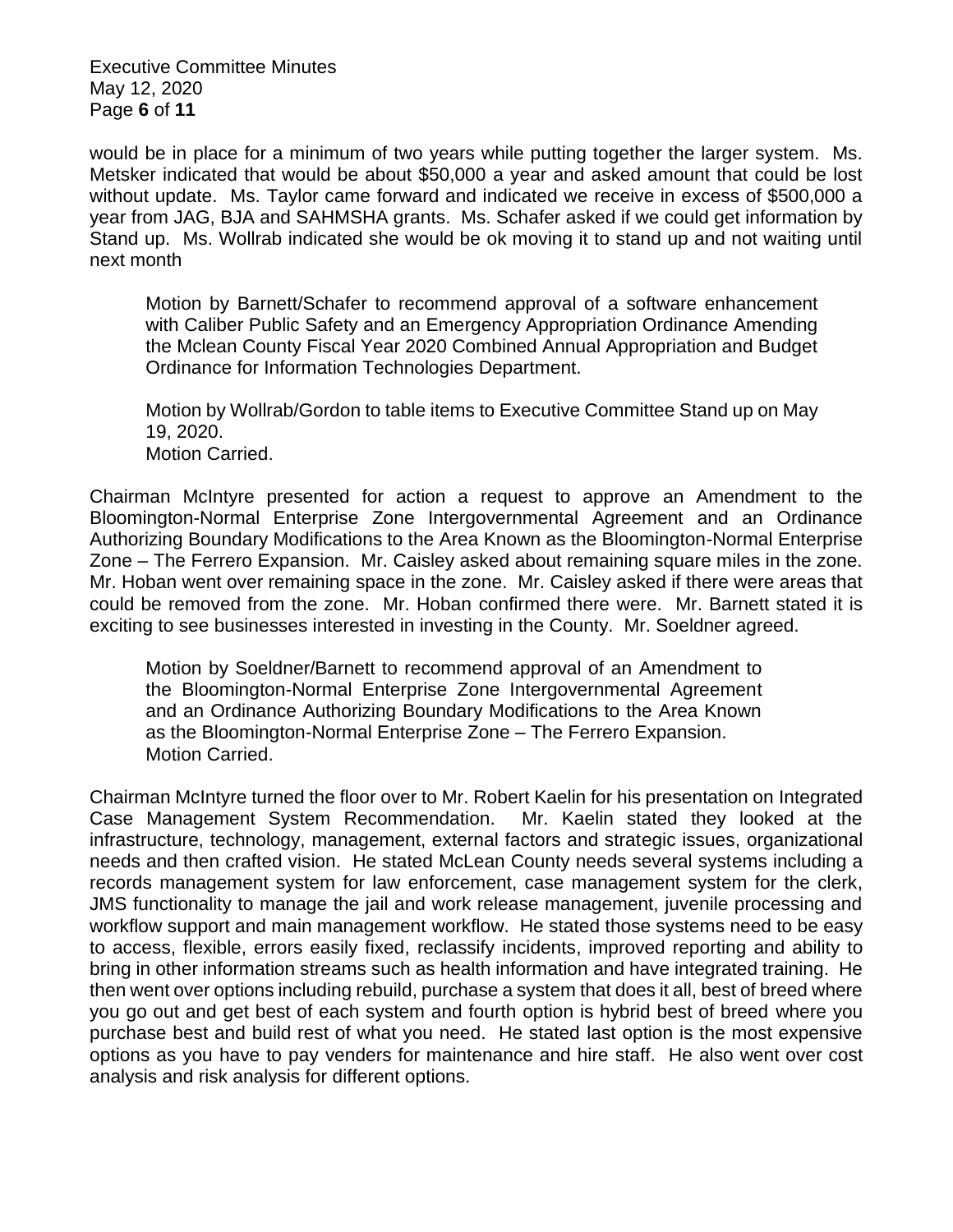would be in place for a minimum of two years while putting together the larger system. Ms. Metsker indicated that would be about $50,000 a year and asked amount that could be lost without update. Ms. Taylor came forward and indicated we receive in excess of $500,000 a year from JAG, BJA and SAHMSHA grants. Ms. Schafer asked if we could get information by Stand up. Ms. Wollrab indicated she would be ok moving it to stand up and not waiting until next month

> Motion by Barnett/Schafer to recommend approval of a software enhancement with Caliber Public Safety and an Emergency Appropriation Ordinance Amending the Mclean County Fiscal Year 2020 Combined Annual Appropriation and Budget Ordinance for Information Technologies Department.
>
> Motion by Wollrab/Gordon to table items to Executive Committee Stand up on May 19, 2020.
> Motion Carried.

Chairman McIntyre presented for action a request to approve an Amendment to the Bloomington-Normal Enterprise Zone Intergovernmental Agreement and an Ordinance Authorizing Boundary Modifications to the Area Known as the Bloomington-Normal Enterprise Zone – The Ferrero Expansion. Mr. Caisley asked about remaining square miles in the zone. Mr. Hoban went over remaining space in the zone. Mr. Caisley asked if there were areas that could be removed from the zone. Mr. Hoban confirmed there were. Mr. Barnett stated it is exciting to see businesses interested in investing in the County. Mr. Soeldner agreed.

> Motion by Soeldner/Barnett to recommend approval of an Amendment to the Bloomington-Normal Enterprise Zone Intergovernmental Agreement and an Ordinance Authorizing Boundary Modifications to the Area Known as the Bloomington-Normal Enterprise Zone – The Ferrero Expansion.
> Motion Carried.

Chairman McIntyre turned the floor over to Mr. Robert Kaelin for his presentation on Integrated Case Management System Recommendation. Mr. Kaelin stated they looked at the infrastructure, technology, management, external factors and strategic issues, organizational needs and then crafted vision. He stated McLean County needs several systems including a records management system for law enforcement, case management system for the clerk, JMS functionality to manage the jail and work release management, juvenile processing and workflow support and main management workflow. He stated those systems need to be easy to access, flexible, errors easily fixed, reclassify incidents, improved reporting and ability to bring in other information streams such as health information and have integrated training. He then went over options including rebuild, purchase a system that does it all, best of breed where you go out and get best of each system and fourth option is hybrid best of breed where you purchase best and build rest of what you need. He stated last option is the most expensive options as you have to pay venders for maintenance and hire staff. He also went over cost analysis and risk analysis for different options.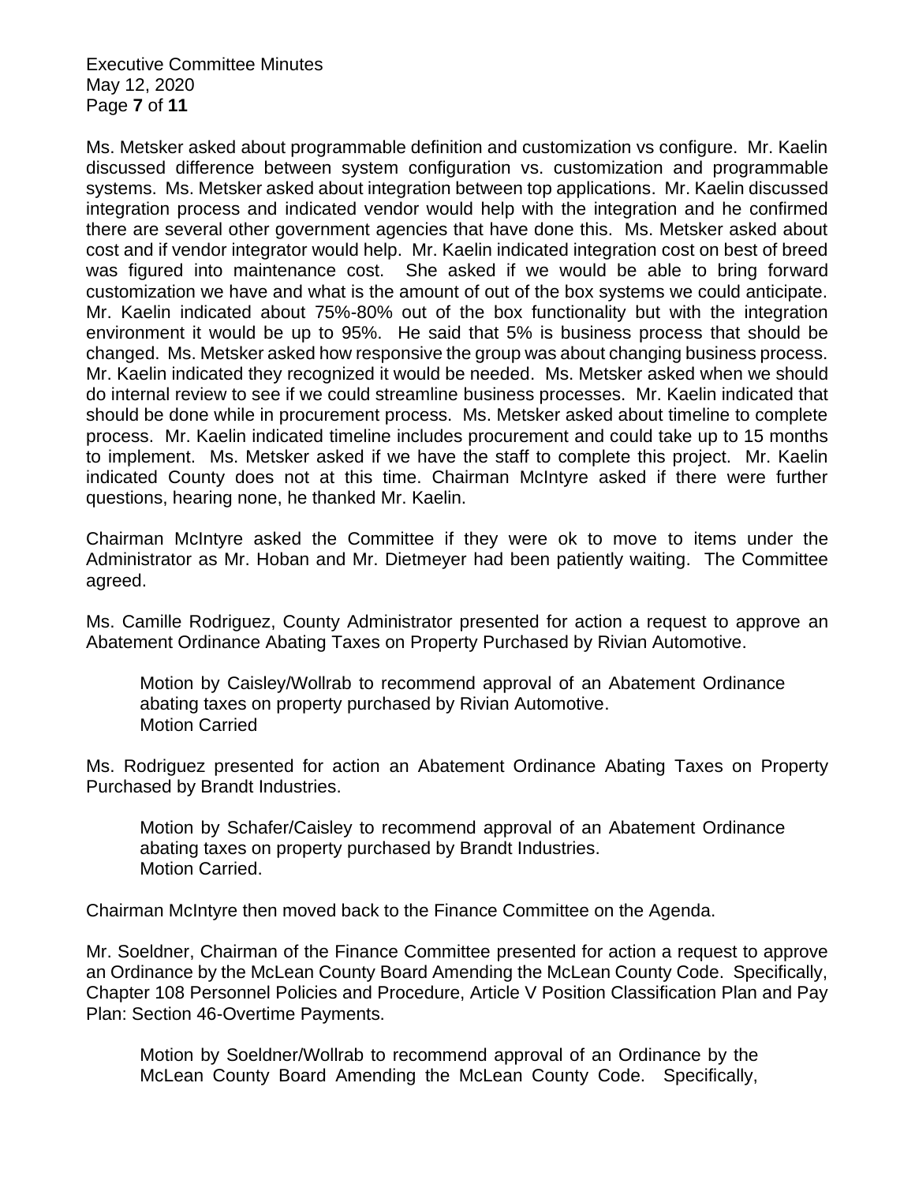Ms. Metsker asked about programmable definition and customization vs configure. Mr. Kaelin discussed difference between system configuration vs. customization and programmable systems. Ms. Metsker asked about integration between top applications. Mr. Kaelin discussed integration process and indicated vendor would help with the integration and he confirmed there are several other government agencies that have done this. Ms. Metsker asked about cost and if vendor integrator would help. Mr. Kaelin indicated integration cost on best of breed was figured into maintenance cost. She asked if we would be able to bring forward customization we have and what is the amount of out of the box systems we could anticipate. Mr. Kaelin indicated about 75%-80% out of the box functionality but with the integration environment it would be up to 95%. He said that 5% is business process that should be changed. Ms. Metsker asked how responsive the group was about changing business process. Mr. Kaelin indicated they recognized it would be needed. Ms. Metsker asked when we should do internal review to see if we could streamline business processes. Mr. Kaelin indicated that should be done while in procurement process. Ms. Metsker asked about timeline to complete process. Mr. Kaelin indicated timeline includes procurement and could take up to 15 months to implement. Ms. Metsker asked if we have the staff to complete this project. Mr. Kaelin indicated County does not at this time. Chairman McIntyre asked if there were further questions, hearing none, he thanked Mr. Kaelin.

Chairman McIntyre asked the Committee if they were ok to move to items under the Administrator as Mr. Hoban and Mr. Dietmeyer had been patiently waiting. The Committee agreed.

Ms. Camille Rodriguez, County Administrator presented for action a request to approve an Abatement Ordinance Abating Taxes on Property Purchased by Rivian Automotive.

> Motion by Caisley/Wollrab to recommend approval of an Abatement Ordinance abating taxes on property purchased by Rivian Automotive.
> Motion Carried

Ms. Rodriguez presented for action an Abatement Ordinance Abating Taxes on Property Purchased by Brandt Industries.

> Motion by Schafer/Caisley to recommend approval of an Abatement Ordinance abating taxes on property purchased by Brandt Industries.
> Motion Carried.

Chairman McIntyre then moved back to the Finance Committee on the Agenda.

Mr. Soeldner, Chairman of the Finance Committee presented for action a request to approve an Ordinance by the McLean County Board Amending the McLean County Code. Specifically, Chapter 108 Personnel Policies and Procedure, Article V Position Classification Plan and Pay Plan: Section 46-Overtime Payments.

> Motion by Soeldner/Wollrab to recommend approval of an Ordinance by the McLean County Board Amending the McLean County Code. Specifically,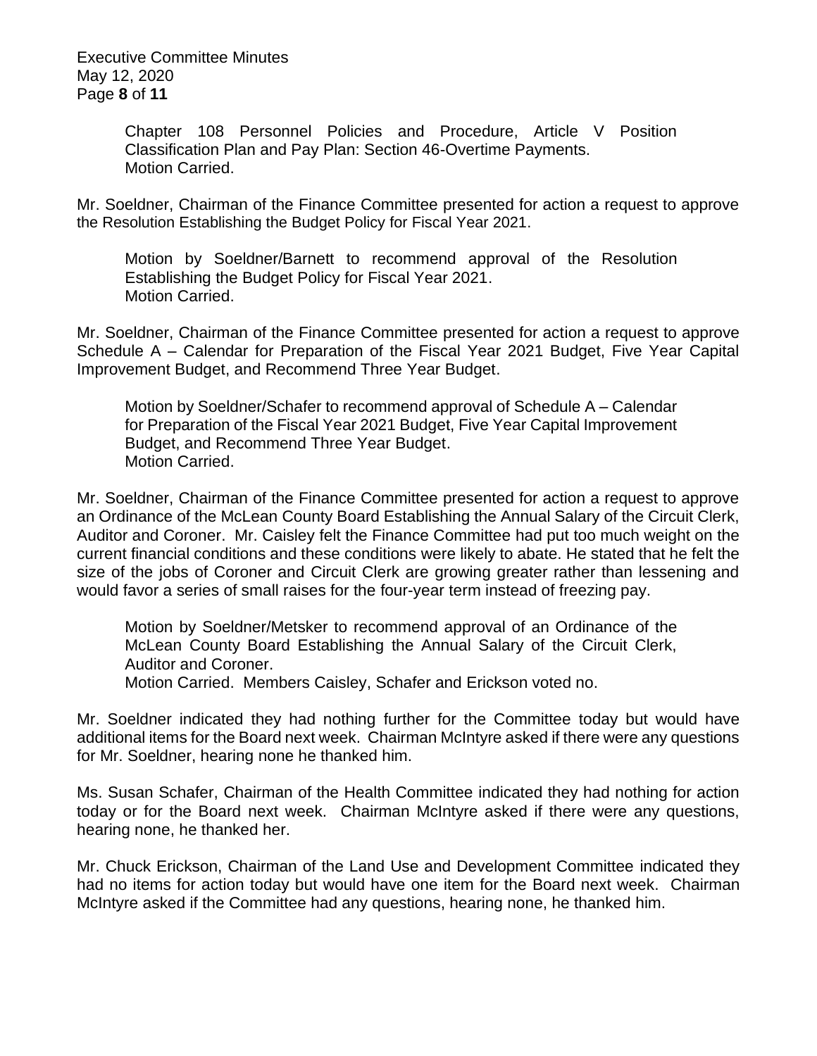Chapter 108 Personnel Policies and Procedure, Article V Position Classification Plan and Pay Plan: Section 46-Overtime Payments.
Motion Carried.

Mr. Soeldner, Chairman of the Finance Committee presented for action a request to approve the Resolution Establishing the Budget Policy for Fiscal Year 2021.

> Motion by Soeldner/Barnett to recommend approval of the Resolution Establishing the Budget Policy for Fiscal Year 2021.
> Motion Carried.

Mr. Soeldner, Chairman of the Finance Committee presented for action a request to approve Schedule A – Calendar for Preparation of the Fiscal Year 2021 Budget, Five Year Capital Improvement Budget, and Recommend Three Year Budget.

> Motion by Soeldner/Schafer to recommend approval of Schedule A – Calendar for Preparation of the Fiscal Year 2021 Budget, Five Year Capital Improvement Budget, and Recommend Three Year Budget.
> Motion Carried.

Mr. Soeldner, Chairman of the Finance Committee presented for action a request to approve an Ordinance of the McLean County Board Establishing the Annual Salary of the Circuit Clerk, Auditor and Coroner. Mr. Caisley felt the Finance Committee had put too much weight on the current financial conditions and these conditions were likely to abate. He stated that he felt the size of the jobs of Coroner and Circuit Clerk are growing greater rather than lessening and would favor a series of small raises for the four-year term instead of freezing pay.

> Motion by Soeldner/Metsker to recommend approval of an Ordinance of the McLean County Board Establishing the Annual Salary of the Circuit Clerk, Auditor and Coroner.
> Motion Carried. Members Caisley, Schafer and Erickson voted no.

Mr. Soeldner indicated they had nothing further for the Committee today but would have additional items for the Board next week. Chairman McIntyre asked if there were any questions for Mr. Soeldner, hearing none he thanked him.

Ms. Susan Schafer, Chairman of the Health Committee indicated they had nothing for action today or for the Board next week. Chairman McIntyre asked if there were any questions, hearing none, he thanked her.

Mr. Chuck Erickson, Chairman of the Land Use and Development Committee indicated they had no items for action today but would have one item for the Board next week. Chairman McIntyre asked if the Committee had any questions, hearing none, he thanked him.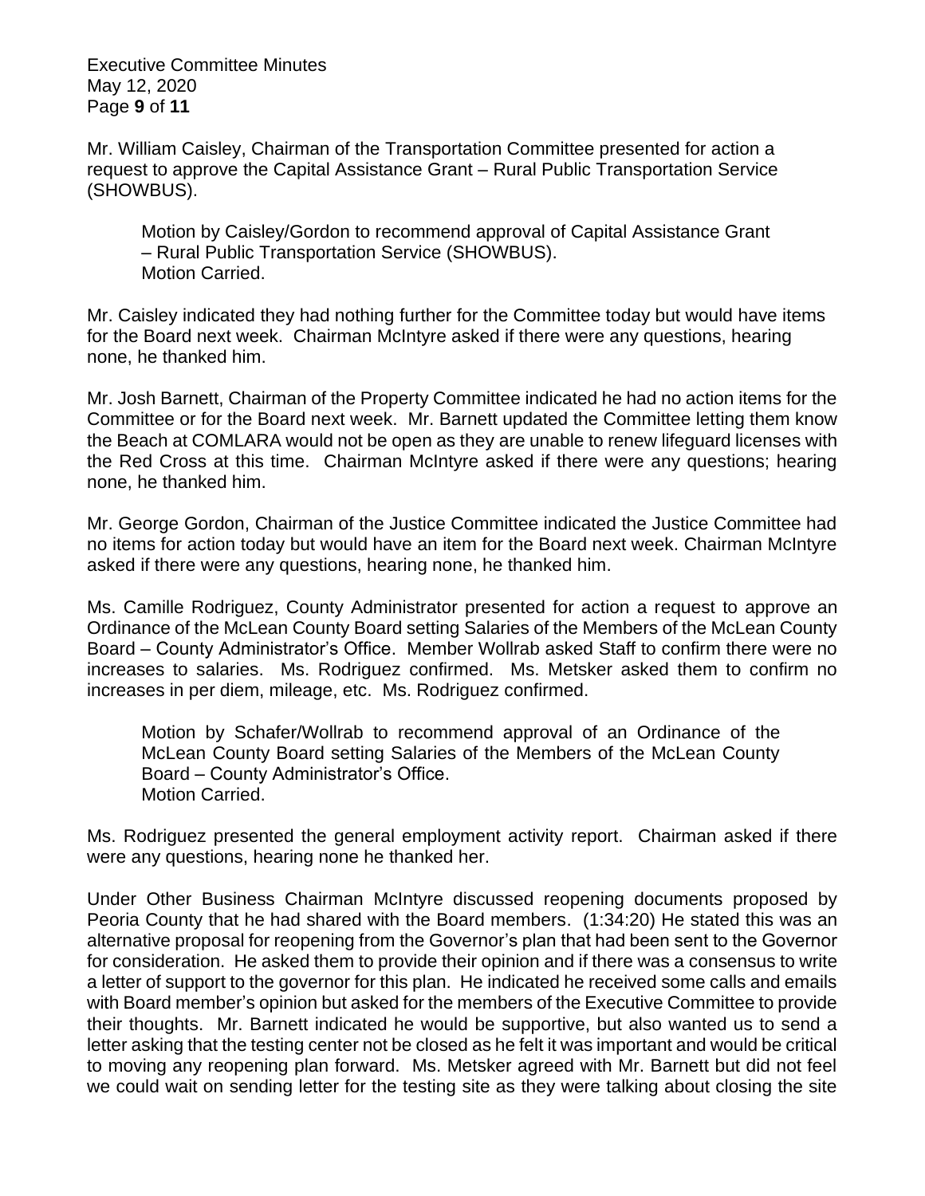Mr. William Caisley, Chairman of the Transportation Committee presented for action a request to approve the Capital Assistance Grant – Rural Public Transportation Service (SHOWBUS).

> Motion by Caisley/Gordon to recommend approval of Capital Assistance Grant – Rural Public Transportation Service (SHOWBUS).
> Motion Carried.

Mr. Caisley indicated they had nothing further for the Committee today but would have items for the Board next week. Chairman McIntyre asked if there were any questions, hearing none, he thanked him.

Mr. Josh Barnett, Chairman of the Property Committee indicated he had no action items for the Committee or for the Board next week. Mr. Barnett updated the Committee letting them know the Beach at COMLARA would not be open as they are unable to renew lifeguard licenses with the Red Cross at this time. Chairman McIntyre asked if there were any questions; hearing none, he thanked him.

Mr. George Gordon, Chairman of the Justice Committee indicated the Justice Committee had no items for action today but would have an item for the Board next week. Chairman McIntyre asked if there were any questions, hearing none, he thanked him.

Ms. Camille Rodriguez, County Administrator presented for action a request to approve an Ordinance of the McLean County Board setting Salaries of the Members of the McLean County Board – County Administrator's Office. Member Wollrab asked Staff to confirm there were no increases to salaries. Ms. Rodriguez confirmed. Ms. Metsker asked them to confirm no increases in per diem, mileage, etc. Ms. Rodriguez confirmed.

> Motion by Schafer/Wollrab to recommend approval of an Ordinance of the McLean County Board setting Salaries of the Members of the McLean County Board – County Administrator's Office.
> Motion Carried.

Ms. Rodriguez presented the general employment activity report. Chairman asked if there were any questions, hearing none he thanked her.

Under Other Business Chairman McIntyre discussed reopening documents proposed by Peoria County that he had shared with the Board members. (1:34:20) He stated this was an alternative proposal for reopening from the Governor's plan that had been sent to the Governor for consideration. He asked them to provide their opinion and if there was a consensus to write a letter of support to the governor for this plan. He indicated he received some calls and emails with Board member's opinion but asked for the members of the Executive Committee to provide their thoughts. Mr. Barnett indicated he would be supportive, but also wanted us to send a letter asking that the testing center not be closed as he felt it was important and would be critical to moving any reopening plan forward. Ms. Metsker agreed with Mr. Barnett but did not feel we could wait on sending letter for the testing site as they were talking about closing the site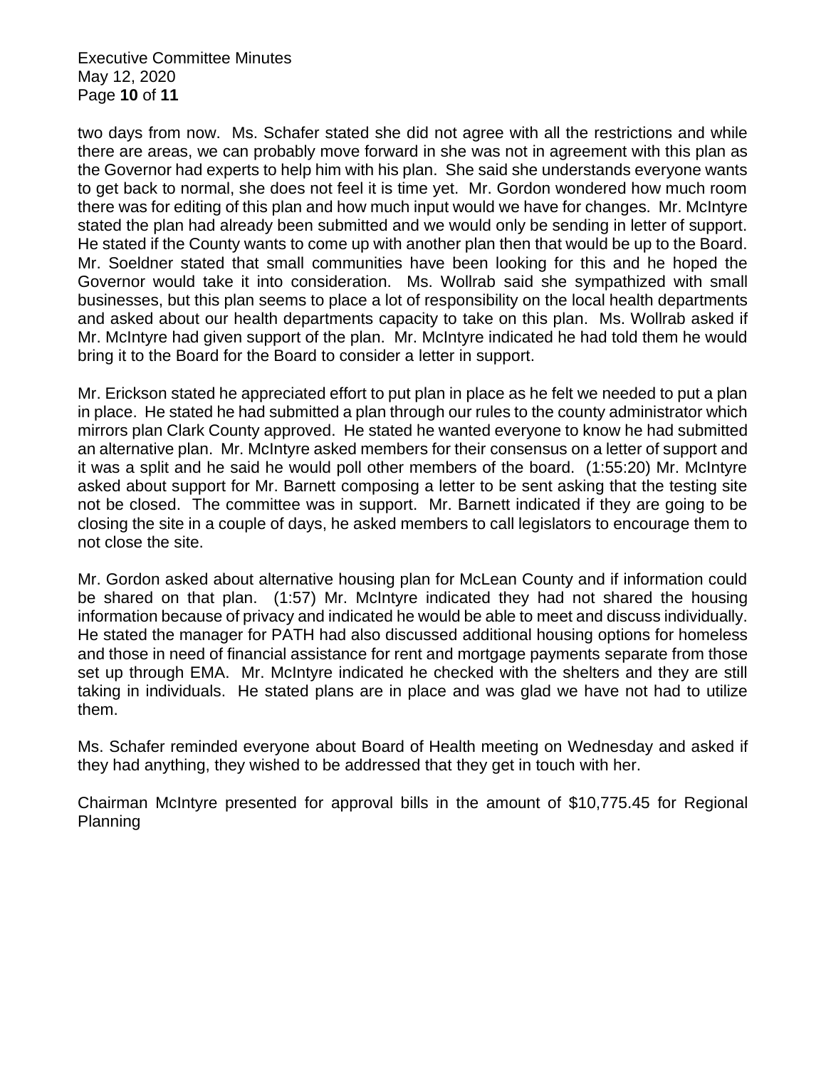two days from now. Ms. Schafer stated she did not agree with all the restrictions and while there are areas, we can probably move forward in she was not in agreement with this plan as the Governor had experts to help him with his plan. She said she understands everyone wants to get back to normal, she does not feel it is time yet. Mr. Gordon wondered how much room there was for editing of this plan and how much input would we have for changes. Mr. McIntyre stated the plan had already been submitted and we would only be sending in letter of support. He stated if the County wants to come up with another plan then that would be up to the Board. Mr. Soeldner stated that small communities have been looking for this and he hoped the Governor would take it into consideration. Ms. Wollrab said she sympathized with small businesses, but this plan seems to place a lot of responsibility on the local health departments and asked about our health departments capacity to take on this plan. Ms. Wollrab asked if Mr. McIntyre had given support of the plan. Mr. McIntyre indicated he had told them he would bring it to the Board for the Board to consider a letter in support.

Mr. Erickson stated he appreciated effort to put plan in place as he felt we needed to put a plan in place. He stated he had submitted a plan through our rules to the county administrator which mirrors plan Clark County approved. He stated he wanted everyone to know he had submitted an alternative plan. Mr. McIntyre asked members for their consensus on a letter of support and it was a split and he said he would poll other members of the board. (1:55:20) Mr. McIntyre asked about support for Mr. Barnett composing a letter to be sent asking that the testing site not be closed. The committee was in support. Mr. Barnett indicated if they are going to be closing the site in a couple of days, he asked members to call legislators to encourage them to not close the site.

Mr. Gordon asked about alternative housing plan for McLean County and if information could be shared on that plan. (1:57) Mr. McIntyre indicated they had not shared the housing information because of privacy and indicated he would be able to meet and discuss individually. He stated the manager for PATH had also discussed additional housing options for homeless and those in need of financial assistance for rent and mortgage payments separate from those set up through EMA. Mr. McIntyre indicated he checked with the shelters and they are still taking in individuals. He stated plans are in place and was glad we have not had to utilize them.

Ms. Schafer reminded everyone about Board of Health meeting on Wednesday and asked if they had anything, they wished to be addressed that they get in touch with her.

Chairman McIntyre presented for approval bills in the amount of $10,775.45 for Regional Planning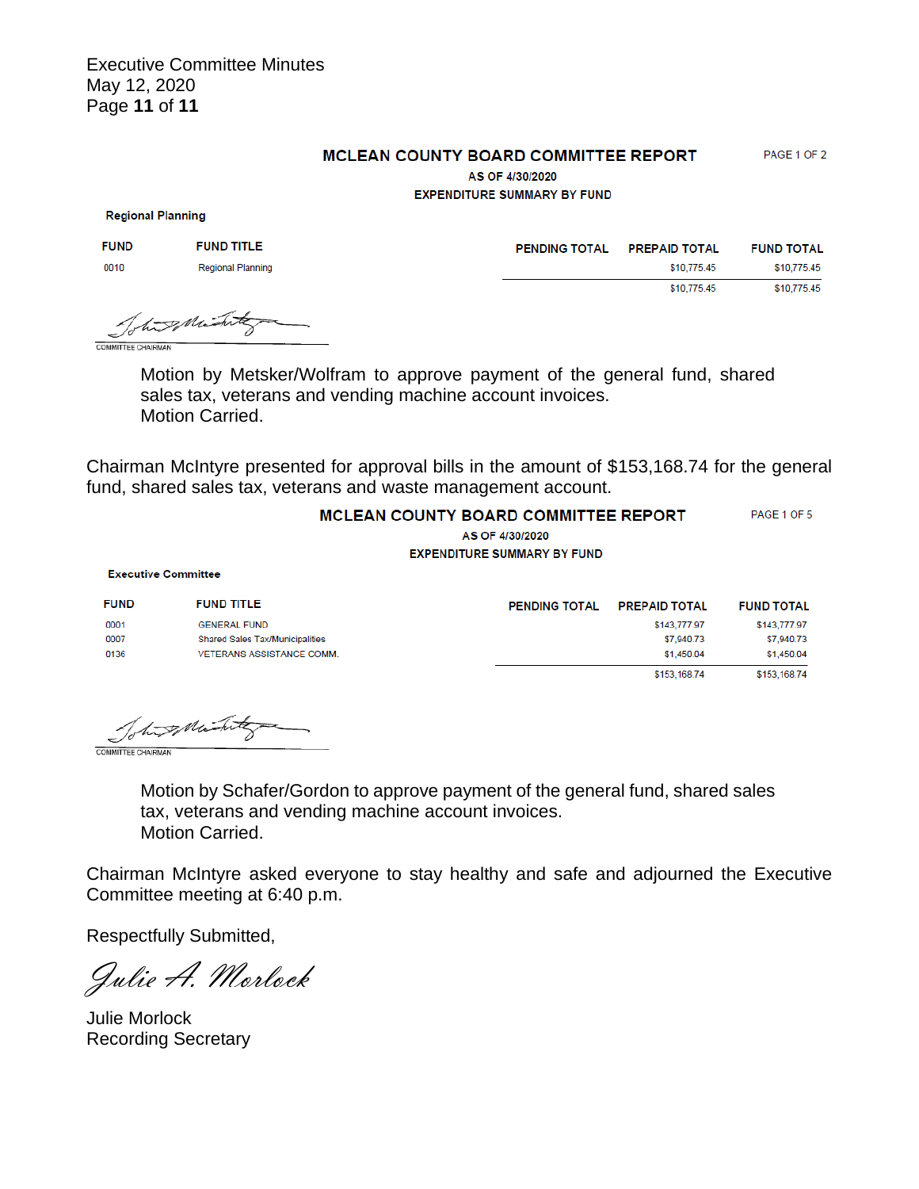**MCLEAN COUNTY BOARD COMMITTEE REPORT**

PAGE 1 OF 2

**AS OF 4/30/2020**

**EXPENDITURE SUMMARY BY FUND**

**Regional Planning**

| FUND | FUND TITLE | PENDING TOTAL | PREPAID TOTAL | FUND TOTAL |
|---|---|---|---|---|
| 0010 | Regional Planning | | $10,775.45 | $10,775.45 |
| | | | $10,775.45 | $10,775.45 |

COMMITTEE CHAIRMAN

Motion by Metsker/Wolfram to approve payment of the general fund, shared sales tax, veterans and vending machine account invoices.
Motion Carried.

Chairman McIntyre presented for approval bills in the amount of $153,168.74 for the general fund, shared sales tax, veterans and waste management account.

**MCLEAN COUNTY BOARD COMMITTEE REPORT**

PAGE 1 OF 5

**AS OF 4/30/2020**

**EXPENDITURE SUMMARY BY FUND**

**Executive Committee**

| FUND | FUND TITLE | PENDING TOTAL | PREPAID TOTAL | FUND TOTAL |
|---|---|---|---|---|
| 0001 | GENERAL FUND | | $143,777.97 | $143,777.97 |
| 0007 | Shared Sales Tax/Municipalities | | $7,940.73 | $7,940.73 |
| 0136 | VETERANS ASSISTANCE COMM. | | $1,450.04 | $1,450.04 |
| | | | $153,168.74 | $153,168.74 |

COMMITTEE CHAIRMAN

Motion by Schafer/Gordon to approve payment of the general fund, shared sales tax, veterans and vending machine account invoices.
Motion Carried.

Chairman McIntyre asked everyone to stay healthy and safe and adjourned the Executive Committee meeting at 6:40 p.m.

Respectfully Submitted,

Julie A. Morlock

Julie Morlock
Recording Secretary